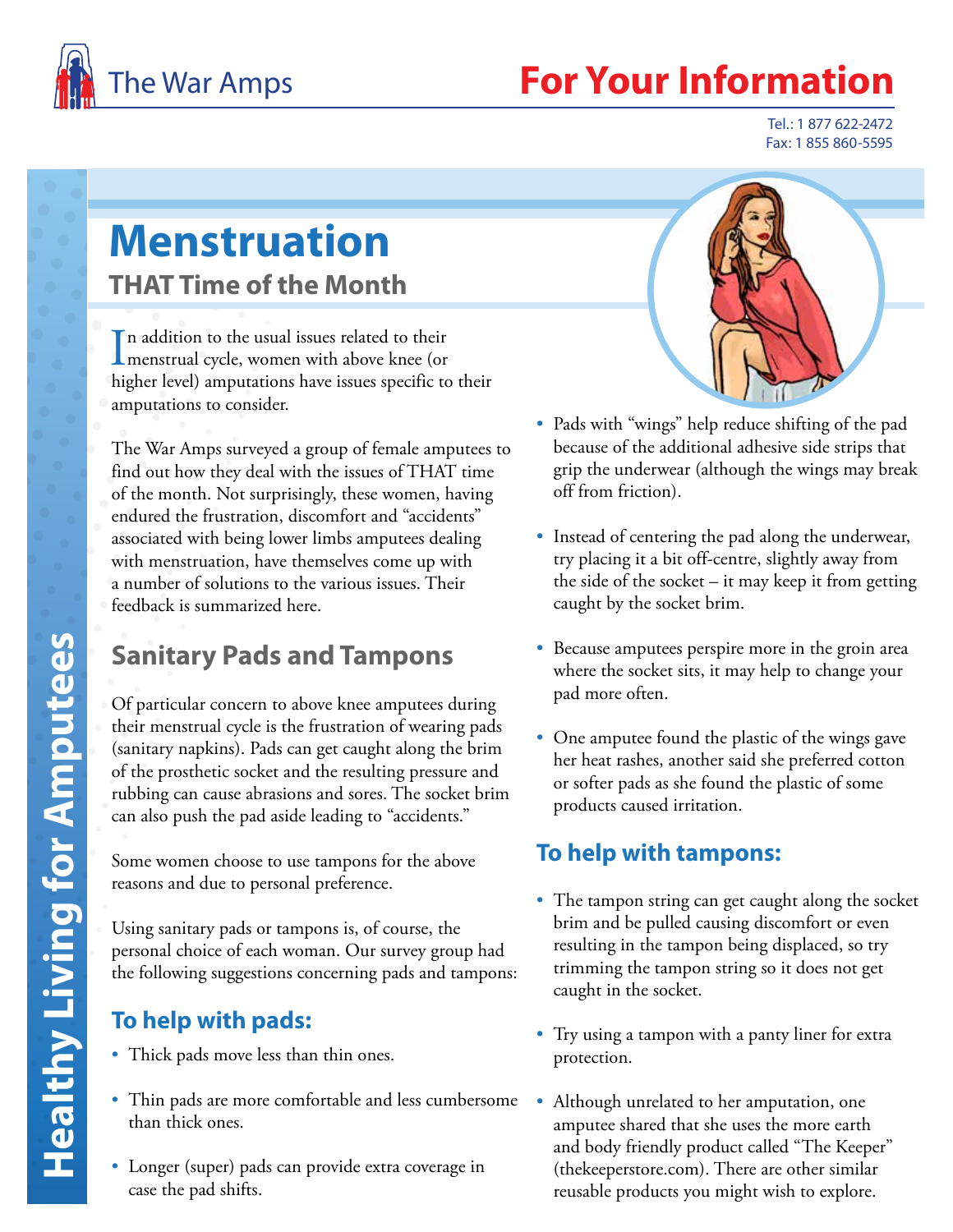The War Amps

# For Your Information

Tel.: 1 877 622-2472
Fax: 1 855 860-5595

Healthy Living for Amputees

# Menstruation

## THAT Time of the Month

In addition to the usual issues related to their menstrual cycle, women with above knee (or higher level) amputations have issues specific to their amputations to consider.

The War Amps surveyed a group of female amputees to find out how they deal with the issues of THAT time of the month. Not surprisingly, these women, having endured the frustration, discomfort and "accidents" associated with being lower limbs amputees dealing with menstruation, have themselves come up with a number of solutions to the various issues. Their feedback is summarized here.

## Sanitary Pads and Tampons

Of particular concern to above knee amputees during their menstrual cycle is the frustration of wearing pads (sanitary napkins). Pads can get caught along the brim of the prosthetic socket and the resulting pressure and rubbing can cause abrasions and sores. The socket brim can also push the pad aside leading to "accidents."

Some women choose to use tampons for the above reasons and due to personal preference.

Using sanitary pads or tampons is, of course, the personal choice of each woman. Our survey group had the following suggestions concerning pads and tampons:

### To help with pads:

- Thick pads move less than thin ones.
- Thin pads are more comfortable and less cumbersome than thick ones.
- Longer (super) pads can provide extra coverage in case the pad shifts.
- Pads with "wings" help reduce shifting of the pad because of the additional adhesive side strips that grip the underwear (although the wings may break off from friction).
- Instead of centering the pad along the underwear, try placing it a bit off-centre, slightly away from the side of the socket – it may keep it from getting caught by the socket brim.
- Because amputees perspire more in the groin area where the socket sits, it may help to change your pad more often.
- One amputee found the plastic of the wings gave her heat rashes, another said she preferred cotton or softer pads as she found the plastic of some products caused irritation.

### To help with tampons:

- The tampon string can get caught along the socket brim and be pulled causing discomfort or even resulting in the tampon being displaced, so try trimming the tampon string so it does not get caught in the socket.
- Try using a tampon with a panty liner for extra protection.
- Although unrelated to her amputation, one amputee shared that she uses the more earth and body friendly product called "The Keeper" (thekeeperstore.com). There are other similar reusable products you might wish to explore.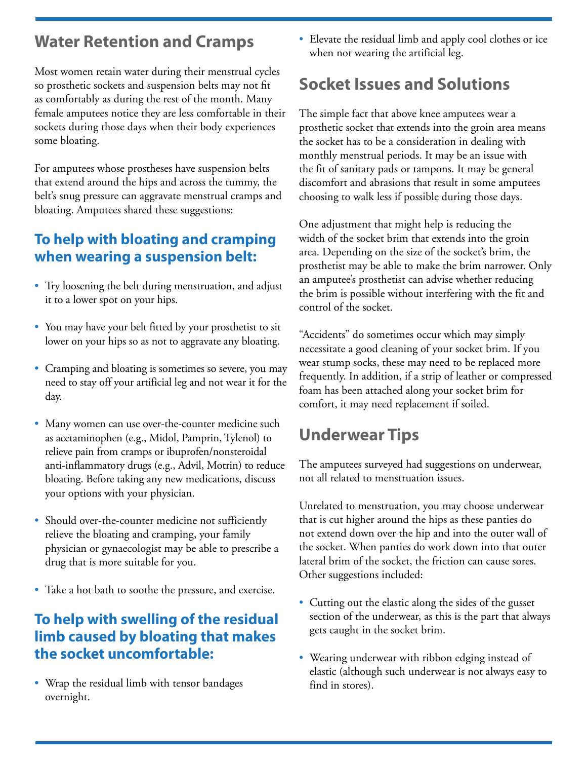## Water Retention and Cramps

Most women retain water during their menstrual cycles so prosthetic sockets and suspension belts may not fit as comfortably as during the rest of the month. Many female amputees notice they are less comfortable in their sockets during those days when their body experiences some bloating.

For amputees whose prostheses have suspension belts that extend around the hips and across the tummy, the belt's snug pressure can aggravate menstrual cramps and bloating. Amputees shared these suggestions:

### To help with bloating and cramping when wearing a suspension belt:

- Try loosening the belt during menstruation, and adjust it to a lower spot on your hips.
- You may have your belt fitted by your prosthetist to sit lower on your hips so as not to aggravate any bloating.
- Cramping and bloating is sometimes so severe, you may need to stay off your artificial leg and not wear it for the day.
- Many women can use over-the-counter medicine such as acetaminophen (e.g., Midol, Pamprin, Tylenol) to relieve pain from cramps or ibuprofen/nonsteroidal anti-inflammatory drugs (e.g., Advil, Motrin) to reduce bloating. Before taking any new medications, discuss your options with your physician.
- Should over-the-counter medicine not sufficiently relieve the bloating and cramping, your family physician or gynaecologist may be able to prescribe a drug that is more suitable for you.
- Take a hot bath to soothe the pressure, and exercise.

### To help with swelling of the residual limb caused by bloating that makes the socket uncomfortable:

- Wrap the residual limb with tensor bandages overnight.
- Elevate the residual limb and apply cool clothes or ice when not wearing the artificial leg.

## Socket Issues and Solutions

The simple fact that above knee amputees wear a prosthetic socket that extends into the groin area means the socket has to be a consideration in dealing with monthly menstrual periods. It may be an issue with the fit of sanitary pads or tampons. It may be general discomfort and abrasions that result in some amputees choosing to walk less if possible during those days.

One adjustment that might help is reducing the width of the socket brim that extends into the groin area. Depending on the size of the socket's brim, the prosthetist may be able to make the brim narrower. Only an amputee's prosthetist can advise whether reducing the brim is possible without interfering with the fit and control of the socket.

"Accidents" do sometimes occur which may simply necessitate a good cleaning of your socket brim. If you wear stump socks, these may need to be replaced more frequently. In addition, if a strip of leather or compressed foam has been attached along your socket brim for comfort, it may need replacement if soiled.

## Underwear Tips

The amputees surveyed had suggestions on underwear, not all related to menstruation issues.

Unrelated to menstruation, you may choose underwear that is cut higher around the hips as these panties do not extend down over the hip and into the outer wall of the socket. When panties do work down into that outer lateral brim of the socket, the friction can cause sores. Other suggestions included:

- Cutting out the elastic along the sides of the gusset section of the underwear, as this is the part that always gets caught in the socket brim.
- Wearing underwear with ribbon edging instead of elastic (although such underwear is not always easy to find in stores).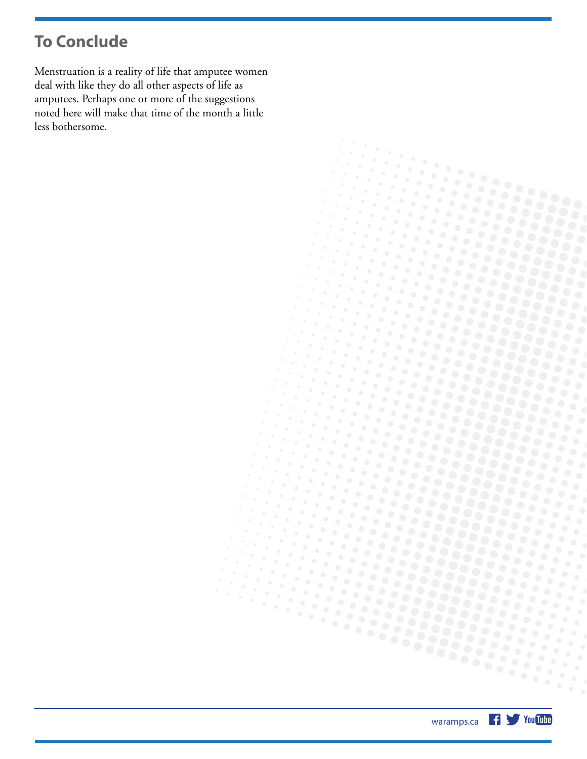## To Conclude

Menstruation is a reality of life that amputee women deal with like they do all other aspects of life as amputees. Perhaps one or more of the suggestions noted here will make that time of the month a little less bothersome.